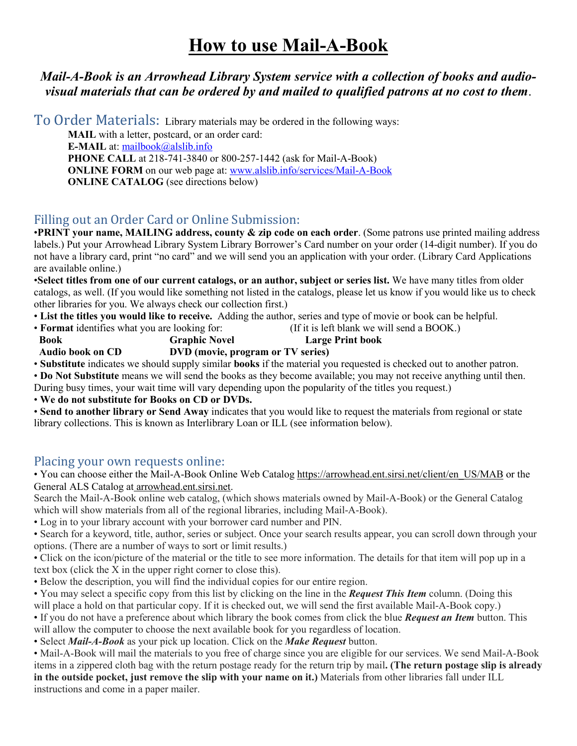# How to use Mail-A-Book

***Mail-A-Book is an Arrowhead Library System service with a collection of books and audio-visual materials that can be ordered by and mailed to qualified patrons at no cost to them*.**

## To Order Materials:

Library materials may be ordered in the following ways:

**MAIL** with a letter, postcard, or an order card:
**E-MAIL** at: mailbook@alslib.info
**PHONE CALL** at 218-741-3840 or 800-257-1442 (ask for Mail-A-Book)
**ONLINE FORM** on our web page at: www.alslib.info/services/Mail-A-Book
**ONLINE CATALOG** (see directions below)

## Filling out an Order Card or Online Submission:

•**PRINT your name, MAILING address, county & zip code on each order**. (Some patrons use printed mailing address labels.) Put your Arrowhead Library System Library Borrower's Card number on your order (14-digit number). If you do not have a library card, print "no card" and we will send you an application with your order. (Library Card Applications are available online.)

•**Select titles from one of our current catalogs, or an author, subject or series list.** We have many titles from older catalogs, as well. (If you would like something not listed in the catalogs, please let us know if you would like us to check other libraries for you. We always check our collection first.)

• **List the titles you would like to receive.** Adding the author, series and type of movie or book can be helpful.

• **Format** identifies what you are looking for: (If it is left blank we will send a BOOK.)
**Book** **Graphic Novel** **Large Print book**
**Audio book on CD** **DVD (movie, program or TV series)**

• **Substitute** indicates we should supply similar **books** if the material you requested is checked out to another patron.

• **Do Not Substitute** means we will send the books as they become available; you may not receive anything until then. During busy times, your wait time will vary depending upon the popularity of the titles you request.)

• **We do not substitute for Books on CD or DVDs.**

• **Send to another library or Send Away** indicates that you would like to request the materials from regional or state library collections. This is known as Interlibrary Loan or ILL (see information below).

## Placing your own requests online:

• You can choose either the Mail-A-Book Online Web Catalog https://arrowhead.ent.sirsi.net/client/en_US/MAB or the General ALS Catalog at arrowhead.ent.sirsi.net.
Search the Mail-A-Book online web catalog, (which shows materials owned by Mail-A-Book) or the General Catalog which will show materials from all of the regional libraries, including Mail-A-Book).

• Log in to your library account with your borrower card number and PIN.

• Search for a keyword, title, author, series or subject. Once your search results appear, you can scroll down through your options. (There are a number of ways to sort or limit results.)

• Click on the icon/picture of the material or the title to see more information. The details for that item will pop up in a text box (click the X in the upper right corner to close this).

• Below the description, you will find the individual copies for our entire region.

• You may select a specific copy from this list by clicking on the line in the ***Request This Item*** column. (Doing this will place a hold on that particular copy. If it is checked out, we will send the first available Mail-A-Book copy.)

• If you do not have a preference about which library the book comes from click the blue ***Request an Item*** button. This will allow the computer to choose the next available book for you regardless of location.

• Select ***Mail-A-Book*** as your pick up location. Click on the ***Make Request*** button.

• Mail-A-Book will mail the materials to you free of charge since you are eligible for our services. We send Mail-A-Book items in a zippered cloth bag with the return postage ready for the return trip by mail**. (The return postage slip is already in the outside pocket, just remove the slip with your name on it.)** Materials from other libraries fall under ILL instructions and come in a paper mailer.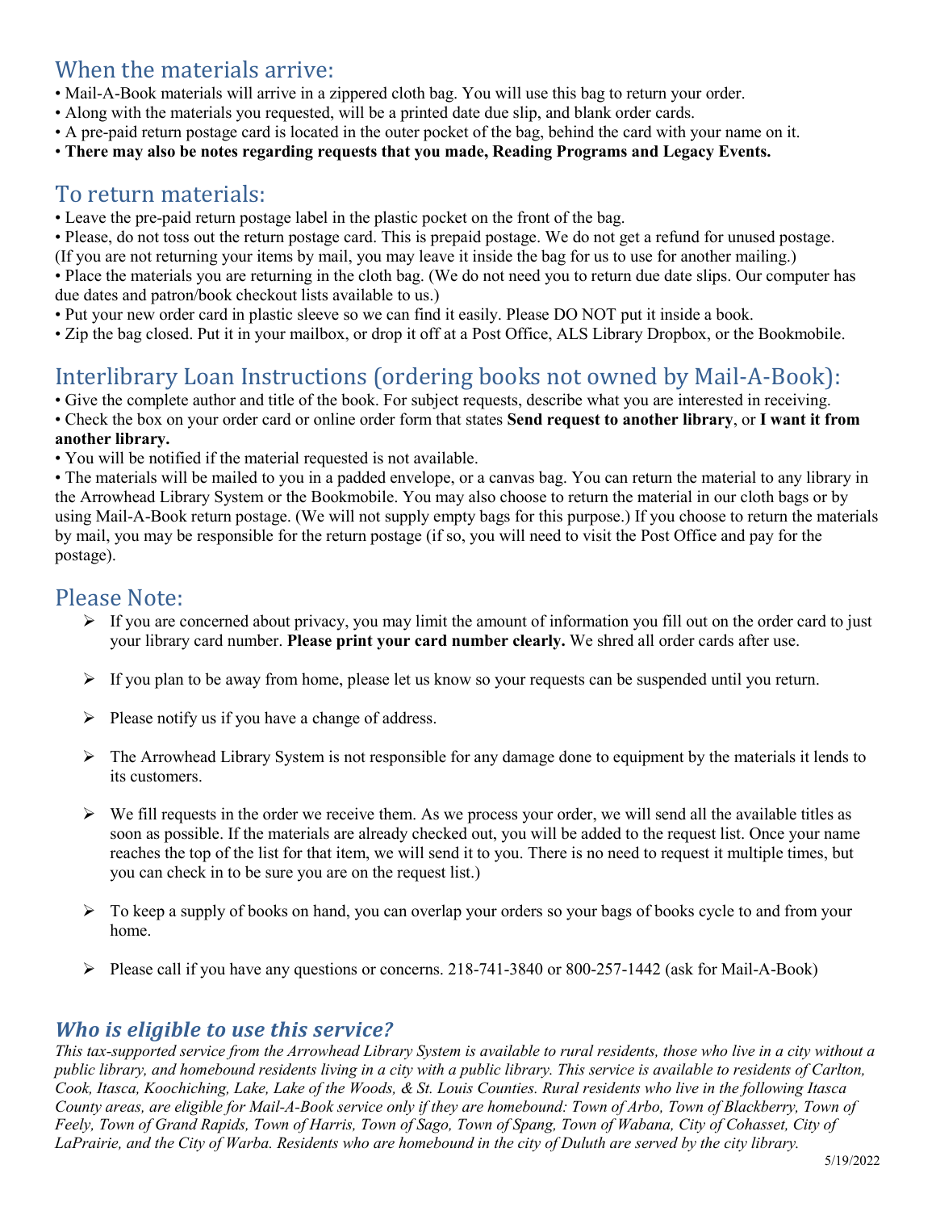## When the materials arrive:

- Mail-A-Book materials will arrive in a zippered cloth bag. You will use this bag to return your order.
- Along with the materials you requested, will be a printed date due slip, and blank order cards.
- A pre-paid return postage card is located in the outer pocket of the bag, behind the card with your name on it.
- **There may also be notes regarding requests that you made, Reading Programs and Legacy Events.**

## To return materials:

- Leave the pre-paid return postage label in the plastic pocket on the front of the bag.
- Please, do not toss out the return postage card. This is prepaid postage. We do not get a refund for unused postage. (If you are not returning your items by mail, you may leave it inside the bag for us to use for another mailing.)
- Place the materials you are returning in the cloth bag. (We do not need you to return due date slips. Our computer has due dates and patron/book checkout lists available to us.)
- Put your new order card in plastic sleeve so we can find it easily. Please DO NOT put it inside a book.
- Zip the bag closed. Put it in your mailbox, or drop it off at a Post Office, ALS Library Dropbox, or the Bookmobile.

## Interlibrary Loan Instructions (ordering books not owned by Mail-A-Book):

- Give the complete author and title of the book. For subject requests, describe what you are interested in receiving.
- Check the box on your order card or online order form that states **Send request to another library**, or **I want it from another library.**
- You will be notified if the material requested is not available.
- The materials will be mailed to you in a padded envelope, or a canvas bag. You can return the material to any library in the Arrowhead Library System or the Bookmobile. You may also choose to return the material in our cloth bags or by using Mail-A-Book return postage. (We will not supply empty bags for this purpose.) If you choose to return the materials by mail, you may be responsible for the return postage (if so, you will need to visit the Post Office and pay for the postage).

## Please Note:

- If you are concerned about privacy, you may limit the amount of information you fill out on the order card to just your library card number. **Please print your card number clearly.** We shred all order cards after use.
- If you plan to be away from home, please let us know so your requests can be suspended until you return.
- Please notify us if you have a change of address.
- The Arrowhead Library System is not responsible for any damage done to equipment by the materials it lends to its customers.
- We fill requests in the order we receive them. As we process your order, we will send all the available titles as soon as possible. If the materials are already checked out, you will be added to the request list. Once your name reaches the top of the list for that item, we will send it to you. There is no need to request it multiple times, but you can check in to be sure you are on the request list.)
- To keep a supply of books on hand, you can overlap your orders so your bags of books cycle to and from your home.
- Please call if you have any questions or concerns. 218-741-3840 or 800-257-1442 (ask for Mail-A-Book)

## *Who is eligible to use this service?*

*This tax-supported service from the Arrowhead Library System is available to rural residents, those who live in a city without a public library, and homebound residents living in a city with a public library. This service is available to residents of Carlton, Cook, Itasca, Koochiching, Lake, Lake of the Woods, & St. Louis Counties. Rural residents who live in the following Itasca County areas, are eligible for Mail-A-Book service only if they are homebound: Town of Arbo, Town of Blackberry, Town of Feely, Town of Grand Rapids, Town of Harris, Town of Sago, Town of Spang, Town of Wabana, City of Cohasset, City of LaPrairie, and the City of Warba. Residents who are homebound in the city of Duluth are served by the city library.*

5/19/2022